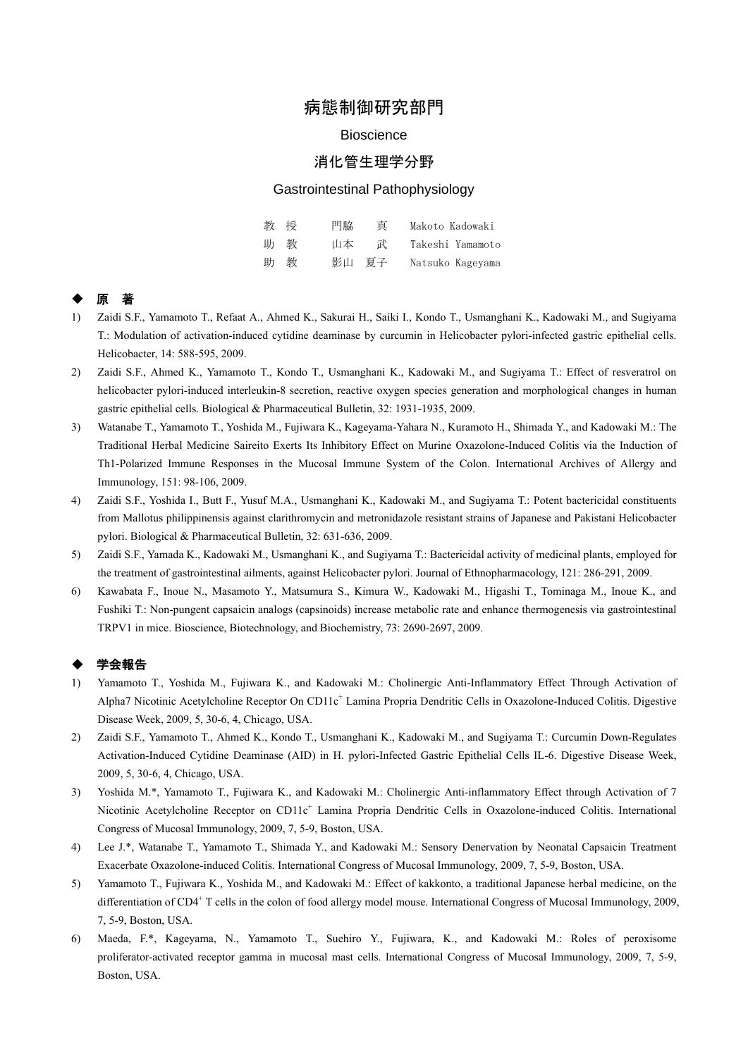# 病態制御研究部門

Bioscience

## 消化管生理学分野

Gastrointestinal Pathophysiology

| | | |
|---|---|---|
| 教 授 | 門脇　真 | Makoto Kadowaki |
| 助 教 | 山本　武 | Takeshi Yamamoto |
| 助 教 | 影山 夏子 | Natsuko Kageyama |

### ◆ 原　著

1) Zaidi S.F., Yamamoto T., Refaat A., Ahmed K., Sakurai H., Saiki I., Kondo T., Usmanghani K., Kadowaki M., and Sugiyama T.: Modulation of activation-induced cytidine deaminase by curcumin in Helicobacter pylori-infected gastric epithelial cells. Helicobacter, 14: 588-595, 2009.
2) Zaidi S.F., Ahmed K., Yamamoto T., Kondo T., Usmanghani K., Kadowaki M., and Sugiyama T.: Effect of resveratrol on helicobacter pylori-induced interleukin-8 secretion, reactive oxygen species generation and morphological changes in human gastric epithelial cells. Biological & Pharmaceutical Bulletin, 32: 1931-1935, 2009.
3) Watanabe T., Yamamoto T., Yoshida M., Fujiwara K., Kageyama-Yahara N., Kuramoto H., Shimada Y., and Kadowaki M.: The Traditional Herbal Medicine Saireito Exerts Its Inhibitory Effect on Murine Oxazolone-Induced Colitis via the Induction of Th1-Polarized Immune Responses in the Mucosal Immune System of the Colon. International Archives of Allergy and Immunology, 151: 98-106, 2009.
4) Zaidi S.F., Yoshida I., Butt F., Yusuf M.A., Usmanghani K., Kadowaki M., and Sugiyama T.: Potent bactericidal constituents from Mallotus philippinensis against clarithromycin and metronidazole resistant strains of Japanese and Pakistani Helicobacter pylori. Biological & Pharmaceutical Bulletin, 32: 631-636, 2009.
5) Zaidi S.F., Yamada K., Kadowaki M., Usmanghani K., and Sugiyama T.: Bactericidal activity of medicinal plants, employed for the treatment of gastrointestinal ailments, against Helicobacter pylori. Journal of Ethnopharmacology, 121: 286-291, 2009.
6) Kawabata F., Inoue N., Masamoto Y., Matsumura S., Kimura W., Kadowaki M., Higashi T., Tominaga M., Inoue K., and Fushiki T.: Non-pungent capsaicin analogs (capsinoids) increase metabolic rate and enhance thermogenesis via gastrointestinal TRPV1 in mice. Bioscience, Biotechnology, and Biochemistry, 73: 2690-2697, 2009.

### ◆ 学会報告

1) Yamamoto T., Yoshida M., Fujiwara K., and Kadowaki M.: Cholinergic Anti-Inflammatory Effect Through Activation of Alpha7 Nicotinic Acetylcholine Receptor On CD11c$^{+}$ Lamina Propria Dendritic Cells in Oxazolone-Induced Colitis. Digestive Disease Week, 2009, 5, 30-6, 4, Chicago, USA.
2) Zaidi S.F., Yamamoto T., Ahmed K., Kondo T., Usmanghani K., Kadowaki M., and Sugiyama T.: Curcumin Down-Regulates Activation-Induced Cytidine Deaminase (AID) in H. pylori-Infected Gastric Epithelial Cells IL-6. Digestive Disease Week, 2009, 5, 30-6, 4, Chicago, USA.
3) Yoshida M.*, Yamamoto T., Fujiwara K., and Kadowaki M.: Cholinergic Anti-inflammatory Effect through Activation of 7 Nicotinic Acetylcholine Receptor on CD11c$^{+}$ Lamina Propria Dendritic Cells in Oxazolone-induced Colitis. International Congress of Mucosal Immunology, 2009, 7, 5-9, Boston, USA.
4) Lee J.*, Watanabe T., Yamamoto T., Shimada Y., and Kadowaki M.: Sensory Denervation by Neonatal Capsaicin Treatment Exacerbate Oxazolone-induced Colitis. International Congress of Mucosal Immunology, 2009, 7, 5-9, Boston, USA.
5) Yamamoto T., Fujiwara K., Yoshida M., and Kadowaki M.: Effect of kakkonto, a traditional Japanese herbal medicine, on the differentiation of CD4$^{+}$ T cells in the colon of food allergy model mouse. International Congress of Mucosal Immunology, 2009, 7, 5-9, Boston, USA.
6) Maeda, F.*, Kageyama, N., Yamamoto T., Suehiro Y., Fujiwara, K., and Kadowaki M.: Roles of peroxisome proliferator-activated receptor gamma in mucosal mast cells. International Congress of Mucosal Immunology, 2009, 7, 5-9, Boston, USA.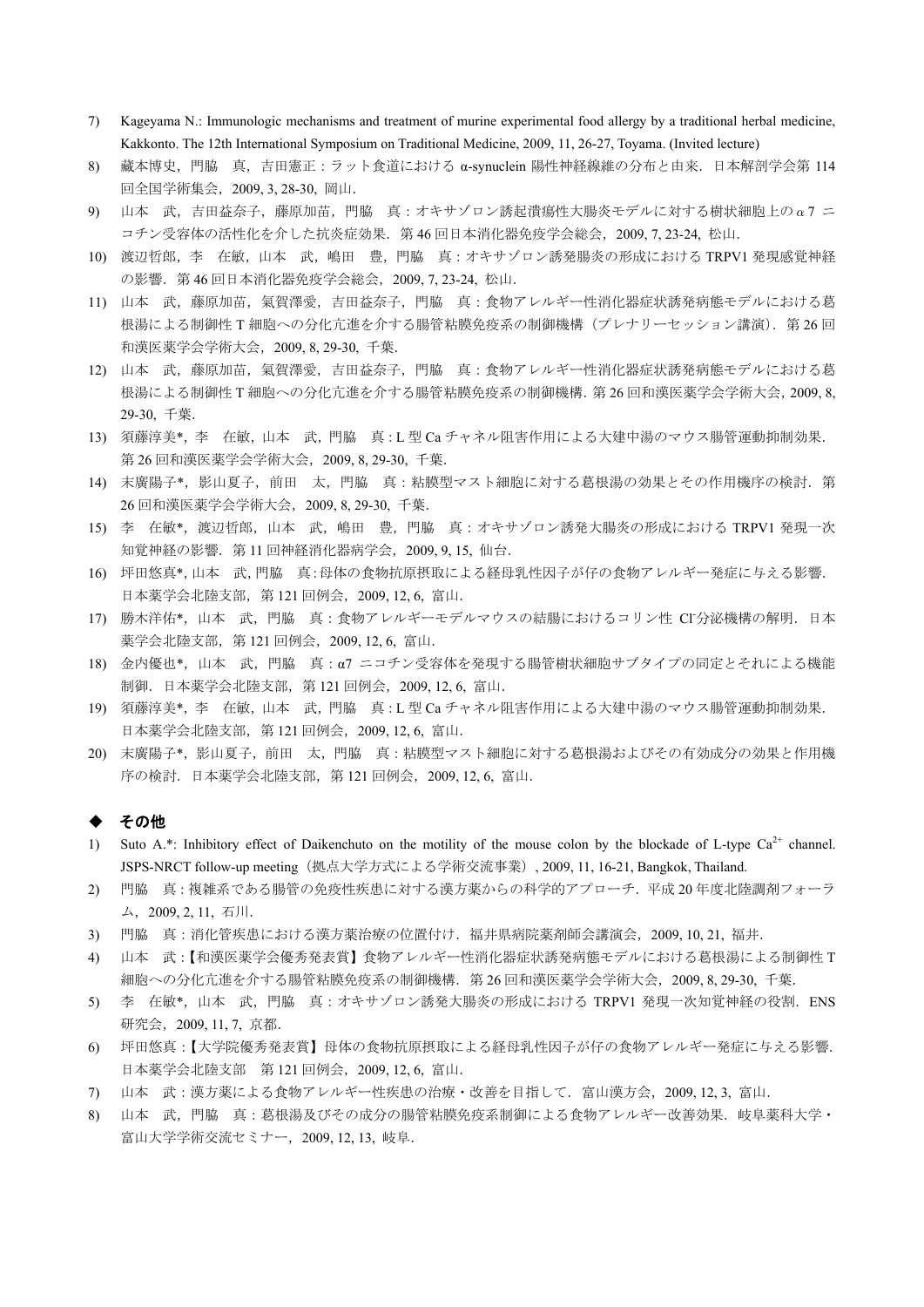7) Kageyama N.: Immunologic mechanisms and treatment of murine experimental food allergy by a traditional herbal medicine, Kakkonto. The 12th International Symposium on Traditional Medicine, 2009, 11, 26-27, Toyama. (Invited lecture)
8) 藏本博史，門脇　真，吉田憲正：ラット食道における α-synuclein 陽性神経線維の分布と由来．日本解剖学会第 114 回全国学術集会，2009, 3, 28-30, 岡山.
9) 山本　武，吉田益奈子，藤原加苗，門脇　真：オキサゾロン誘起潰瘍性大腸炎モデルに対する樹状細胞上の α7 ニコチン受容体の活性化を介した抗炎症効果．第 46 回日本消化器免疫学会総会，2009, 7, 23-24, 松山.
10) 渡辺哲郎，李　在敏，山本　武，嶋田　豊，門脇　真：オキサゾロン誘発腸炎の形成における TRPV1 発現感覚神経の影響．第 46 回日本消化器免疫学会総会，2009, 7, 23-24, 松山.
11) 山本　武，藤原加苗，氣賀澤愛，吉田益奈子，門脇　真：食物アレルギー性消化器症状誘発病態モデルにおける葛根湯による制御性 T 細胞への分化亢進を介する腸管粘膜免疫系の制御機構（プレナリーセッション講演）．第 26 回和漢医薬学会学術大会，2009, 8, 29-30, 千葉.
12) 山本　武，藤原加苗，氣賀澤愛，吉田益奈子，門脇　真：食物アレルギー性消化器症状誘発病態モデルにおける葛根湯による制御性 T 細胞への分化亢進を介する腸管粘膜免疫系の制御機構．第 26 回和漢医薬学会学術大会，2009, 8, 29-30, 千葉.
13) 須藤淳美*，李　在敏，山本　武，門脇　真：L 型 Ca チャネル阻害作用による大建中湯のマウス腸管運動抑制効果．第 26 回和漢医薬学会学術大会，2009, 8, 29-30, 千葉.
14) 末廣陽子*，影山夏子，前田　太，門脇　真：粘膜型マスト細胞に対する葛根湯の効果とその作用機序の検討．第 26 回和漢医薬学会学術大会，2009, 8, 29-30, 千葉.
15) 李　在敏*，渡辺哲郎，山本　武，嶋田　豊，門脇　真：オキサゾロン誘発大腸炎の形成における TRPV1 発現一次知覚神経の影響．第 11 回神経消化器病学会，2009, 9, 15, 仙台.
16) 坪田悠真*, 山本　武, 門脇　真：母体の食物抗原摂取による経母乳性因子が仔の食物アレルギー発症に与える影響．日本薬学会北陸支部，第 121 回例会，2009, 12, 6, 富山.
17) 勝木洋佑*，山本　武，門脇　真：食物アレルギーモデルマウスの結腸におけるコリン性 $Cl^-$ 分泌機構の解明．日本薬学会北陸支部，第 121 回例会，2009, 12, 6, 富山.
18) 金内優也*，山本　武，門脇　真：α7 ニコチン受容体を発現する腸管樹状細胞サブタイプの同定とそれによる機能制御．日本薬学会北陸支部，第 121 回例会，2009, 12, 6, 富山.
19) 須藤淳美*，李　在敏，山本　武，門脇　真：L 型 Ca チャネル阻害作用による大建中湯のマウス腸管運動抑制効果．日本薬学会北陸支部，第 121 回例会，2009, 12, 6, 富山.
20) 末廣陽子*，影山夏子，前田　太，門脇　真：粘膜型マスト細胞に対する葛根湯およびその有効成分の効果と作用機序の検討．日本薬学会北陸支部，第 121 回例会，2009, 12, 6, 富山.

## ◆ その他

1) Suto A.*: Inhibitory effect of Daikenchuto on the motility of the mouse colon by the blockade of L-type $Ca^{2+}$ channel. JSPS-NRCT follow-up meeting（拠点大学方式による学術交流事業）, 2009, 11, 16-21, Bangkok, Thailand.
2) 門脇　真：複雑系である腸管の免疫性疾患に対する漢方薬からの科学的アプローチ．平成 20 年度北陸調剤フォーラム，2009, 2, 11, 石川.
3) 門脇　真：消化管疾患における漢方薬治療の位置付け．福井県病院薬剤師会講演会，2009, 10, 21, 福井.
4) 山本　武：【和漢医薬学会優秀発表賞】食物アレルギー性消化器症状誘発病態モデルにおける葛根湯による制御性 T 細胞への分化亢進を介する腸管粘膜免疫系の制御機構．第 26 回和漢医薬学会学術大会，2009, 8, 29-30, 千葉.
5) 李　在敏*，山本　武，門脇　真：オキサゾロン誘発大腸炎の形成における TRPV1 発現一次知覚神経の役割．ENS 研究会，2009, 11, 7, 京都.
6) 坪田悠真：【大学院優秀発表賞】母体の食物抗原摂取による経母乳性因子が仔の食物アレルギー発症に与える影響．日本薬学会北陸支部　第 121 回例会，2009, 12, 6, 富山.
7) 山本　武：漢方薬による食物アレルギー性疾患の治療・改善を目指して．富山漢方会，2009, 12, 3, 富山.
8) 山本　武，門脇　真：葛根湯及びその成分の腸管粘膜免疫系制御による食物アレルギー改善効果．岐阜薬科大学・富山大学学術交流セミナー，2009, 12, 13, 岐阜.